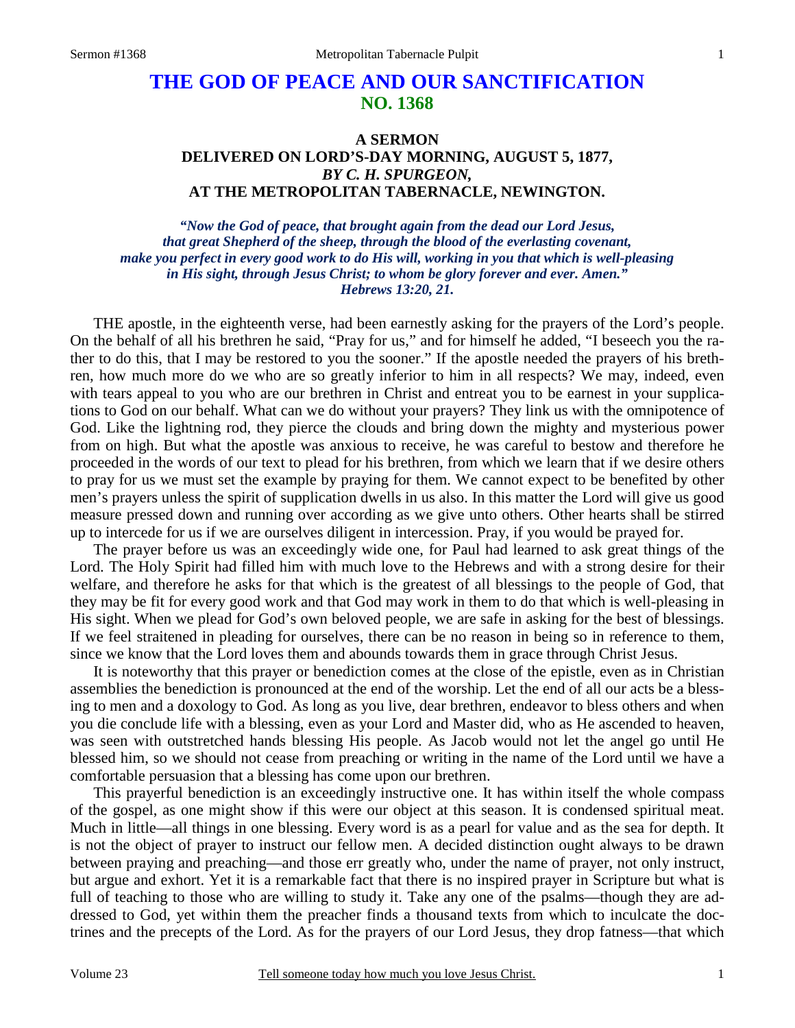# THE GOD OF PEACE AND OUR SANCTIFICATION
## NO. 1368

### A SERMON
### DELIVERED ON LORD'S-DAY MORNING, AUGUST 5, 1877,
### *BY C. H. SPURGEON,*
### AT THE METROPOLITAN TABERNACLE, NEWINGTON.

***"Now the God of peace, that brought again from the dead our Lord Jesus, that great Shepherd of the sheep, through the blood of the everlasting covenant, make you perfect in every good work to do His will, working in you that which is well-pleasing in His sight, through Jesus Christ; to whom be glory forever and ever. Amen." Hebrews 13:20, 21.***

THE apostle, in the eighteenth verse, had been earnestly asking for the prayers of the Lord's people. On the behalf of all his brethren he said, "Pray for us," and for himself he added, "I beseech you the rather to do this, that I may be restored to you the sooner." If the apostle needed the prayers of his brethren, how much more do we who are so greatly inferior to him in all respects? We may, indeed, even with tears appeal to you who are our brethren in Christ and entreat you to be earnest in your supplications to God on our behalf. What can we do without your prayers? They link us with the omnipotence of God. Like the lightning rod, they pierce the clouds and bring down the mighty and mysterious power from on high. But what the apostle was anxious to receive, he was careful to bestow and therefore he proceeded in the words of our text to plead for his brethren, from which we learn that if we desire others to pray for us we must set the example by praying for them. We cannot expect to be benefited by other men's prayers unless the spirit of supplication dwells in us also. In this matter the Lord will give us good measure pressed down and running over according as we give unto others. Other hearts shall be stirred up to intercede for us if we are ourselves diligent in intercession. Pray, if you would be prayed for.

The prayer before us was an exceedingly wide one, for Paul had learned to ask great things of the Lord. The Holy Spirit had filled him with much love to the Hebrews and with a strong desire for their welfare, and therefore he asks for that which is the greatest of all blessings to the people of God, that they may be fit for every good work and that God may work in them to do that which is well-pleasing in His sight. When we plead for God's own beloved people, we are safe in asking for the best of blessings. If we feel straitened in pleading for ourselves, there can be no reason in being so in reference to them, since we know that the Lord loves them and abounds towards them in grace through Christ Jesus.

It is noteworthy that this prayer or benediction comes at the close of the epistle, even as in Christian assemblies the benediction is pronounced at the end of the worship. Let the end of all our acts be a blessing to men and a doxology to God. As long as you live, dear brethren, endeavor to bless others and when you die conclude life with a blessing, even as your Lord and Master did, who as He ascended to heaven, was seen with outstretched hands blessing His people. As Jacob would not let the angel go until He blessed him, so we should not cease from preaching or writing in the name of the Lord until we have a comfortable persuasion that a blessing has come upon our brethren.

This prayerful benediction is an exceedingly instructive one. It has within itself the whole compass of the gospel, as one might show if this were our object at this season. It is condensed spiritual meat. Much in little—all things in one blessing. Every word is as a pearl for value and as the sea for depth. It is not the object of prayer to instruct our fellow men. A decided distinction ought always to be drawn between praying and preaching—and those err greatly who, under the name of prayer, not only instruct, but argue and exhort. Yet it is a remarkable fact that there is no inspired prayer in Scripture but what is full of teaching to those who are willing to study it. Take any one of the psalms—though they are addressed to God, yet within them the preacher finds a thousand texts from which to inculcate the doctrines and the precepts of the Lord. As for the prayers of our Lord Jesus, they drop fatness—that which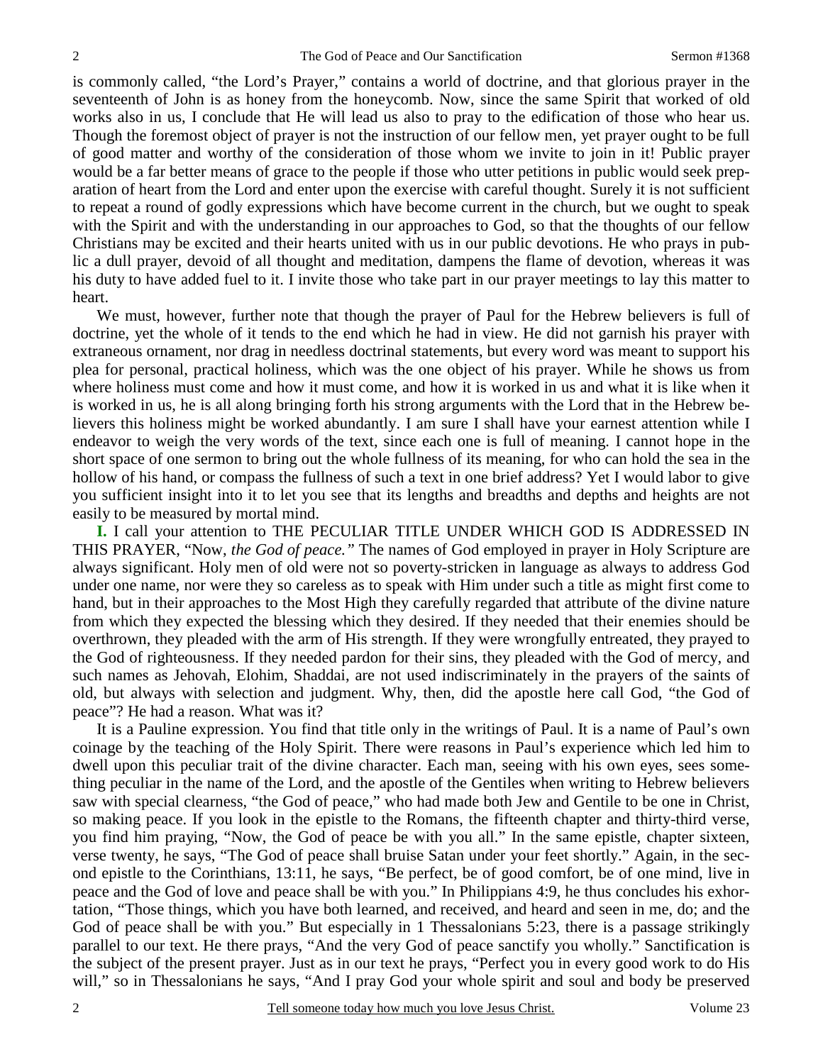is commonly called, "the Lord's Prayer," contains a world of doctrine, and that glorious prayer in the seventeenth of John is as honey from the honeycomb. Now, since the same Spirit that worked of old works also in us, I conclude that He will lead us also to pray to the edification of those who hear us. Though the foremost object of prayer is not the instruction of our fellow men, yet prayer ought to be full of good matter and worthy of the consideration of those whom we invite to join in it! Public prayer would be a far better means of grace to the people if those who utter petitions in public would seek preparation of heart from the Lord and enter upon the exercise with careful thought. Surely it is not sufficient to repeat a round of godly expressions which have become current in the church, but we ought to speak with the Spirit and with the understanding in our approaches to God, so that the thoughts of our fellow Christians may be excited and their hearts united with us in our public devotions. He who prays in public a dull prayer, devoid of all thought and meditation, dampens the flame of devotion, whereas it was his duty to have added fuel to it. I invite those who take part in our prayer meetings to lay this matter to heart.

We must, however, further note that though the prayer of Paul for the Hebrew believers is full of doctrine, yet the whole of it tends to the end which he had in view. He did not garnish his prayer with extraneous ornament, nor drag in needless doctrinal statements, but every word was meant to support his plea for personal, practical holiness, which was the one object of his prayer. While he shows us from where holiness must come and how it must come, and how it is worked in us and what it is like when it is worked in us, he is all along bringing forth his strong arguments with the Lord that in the Hebrew believers this holiness might be worked abundantly. I am sure I shall have your earnest attention while I endeavor to weigh the very words of the text, since each one is full of meaning. I cannot hope in the short space of one sermon to bring out the whole fullness of its meaning, for who can hold the sea in the hollow of his hand, or compass the fullness of such a text in one brief address? Yet I would labor to give you sufficient insight into it to let you see that its lengths and breadths and depths and heights are not easily to be measured by mortal mind.

**I.** I call your attention to THE PECULIAR TITLE UNDER WHICH GOD IS ADDRESSED IN THIS PRAYER, "Now, *the God of peace.*" The names of God employed in prayer in Holy Scripture are always significant. Holy men of old were not so poverty-stricken in language as always to address God under one name, nor were they so careless as to speak with Him under such a title as might first come to hand, but in their approaches to the Most High they carefully regarded that attribute of the divine nature from which they expected the blessing which they desired. If they needed that their enemies should be overthrown, they pleaded with the arm of His strength. If they were wrongfully entreated, they prayed to the God of righteousness. If they needed pardon for their sins, they pleaded with the God of mercy, and such names as Jehovah, Elohim, Shaddai, are not used indiscriminately in the prayers of the saints of old, but always with selection and judgment. Why, then, did the apostle here call God, "the God of peace"? He had a reason. What was it?

It is a Pauline expression. You find that title only in the writings of Paul. It is a name of Paul's own coinage by the teaching of the Holy Spirit. There were reasons in Paul's experience which led him to dwell upon this peculiar trait of the divine character. Each man, seeing with his own eyes, sees something peculiar in the name of the Lord, and the apostle of the Gentiles when writing to Hebrew believers saw with special clearness, "the God of peace," who had made both Jew and Gentile to be one in Christ, so making peace. If you look in the epistle to the Romans, the fifteenth chapter and thirty-third verse, you find him praying, "Now, the God of peace be with you all." In the same epistle, chapter sixteen, verse twenty, he says, "The God of peace shall bruise Satan under your feet shortly." Again, in the second epistle to the Corinthians, 13:11, he says, "Be perfect, be of good comfort, be of one mind, live in peace and the God of love and peace shall be with you." In Philippians 4:9, he thus concludes his exhortation, "Those things, which you have both learned, and received, and heard and seen in me, do; and the God of peace shall be with you." But especially in 1 Thessalonians 5:23, there is a passage strikingly parallel to our text. He there prays, "And the very God of peace sanctify you wholly." Sanctification is the subject of the present prayer. Just as in our text he prays, "Perfect you in every good work to do His will," so in Thessalonians he says, "And I pray God your whole spirit and soul and body be preserved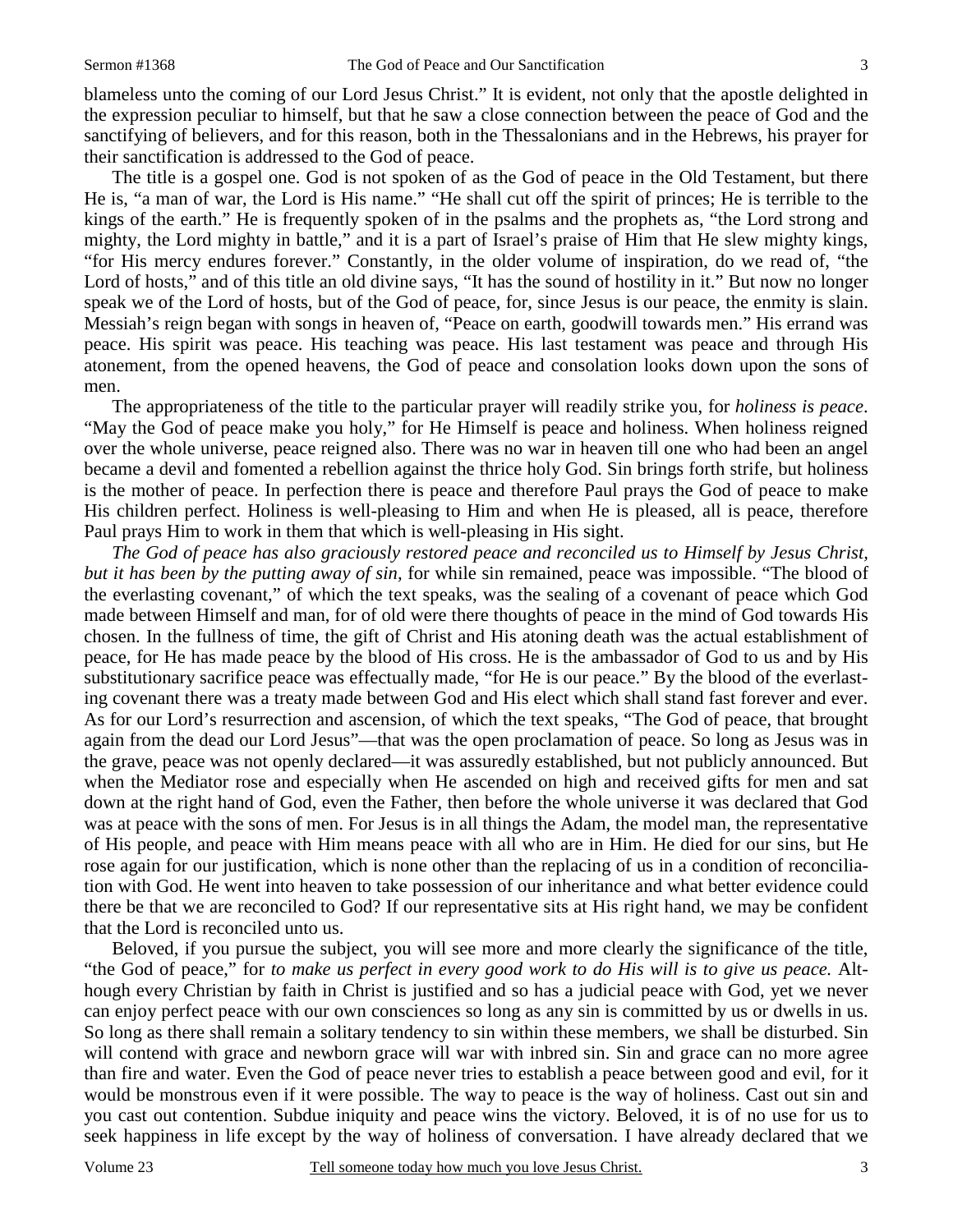blameless unto the coming of our Lord Jesus Christ." It is evident, not only that the apostle delighted in the expression peculiar to himself, but that he saw a close connection between the peace of God and the sanctifying of believers, and for this reason, both in the Thessalonians and in the Hebrews, his prayer for their sanctification is addressed to the God of peace.

The title is a gospel one. God is not spoken of as the God of peace in the Old Testament, but there He is, "a man of war, the Lord is His name." "He shall cut off the spirit of princes; He is terrible to the kings of the earth." He is frequently spoken of in the psalms and the prophets as, "the Lord strong and mighty, the Lord mighty in battle," and it is a part of Israel's praise of Him that He slew mighty kings, "for His mercy endures forever." Constantly, in the older volume of inspiration, do we read of, "the Lord of hosts," and of this title an old divine says, "It has the sound of hostility in it." But now no longer speak we of the Lord of hosts, but of the God of peace, for, since Jesus is our peace, the enmity is slain. Messiah's reign began with songs in heaven of, "Peace on earth, goodwill towards men." His errand was peace. His spirit was peace. His teaching was peace. His last testament was peace and through His atonement, from the opened heavens, the God of peace and consolation looks down upon the sons of men.

The appropriateness of the title to the particular prayer will readily strike you, for *holiness is peace*. "May the God of peace make you holy," for He Himself is peace and holiness. When holiness reigned over the whole universe, peace reigned also. There was no war in heaven till one who had been an angel became a devil and fomented a rebellion against the thrice holy God. Sin brings forth strife, but holiness is the mother of peace. In perfection there is peace and therefore Paul prays the God of peace to make His children perfect. Holiness is well-pleasing to Him and when He is pleased, all is peace, therefore Paul prays Him to work in them that which is well-pleasing in His sight.

*The God of peace has also graciously restored peace and reconciled us to Himself by Jesus Christ, but it has been by the putting away of sin,* for while sin remained, peace was impossible. "The blood of the everlasting covenant," of which the text speaks, was the sealing of a covenant of peace which God made between Himself and man, for of old were there thoughts of peace in the mind of God towards His chosen. In the fullness of time, the gift of Christ and His atoning death was the actual establishment of peace, for He has made peace by the blood of His cross. He is the ambassador of God to us and by His substitutionary sacrifice peace was effectually made, "for He is our peace." By the blood of the everlasting covenant there was a treaty made between God and His elect which shall stand fast forever and ever. As for our Lord's resurrection and ascension, of which the text speaks, "The God of peace, that brought again from the dead our Lord Jesus"—that was the open proclamation of peace. So long as Jesus was in the grave, peace was not openly declared—it was assuredly established, but not publicly announced. But when the Mediator rose and especially when He ascended on high and received gifts for men and sat down at the right hand of God, even the Father, then before the whole universe it was declared that God was at peace with the sons of men. For Jesus is in all things the Adam, the model man, the representative of His people, and peace with Him means peace with all who are in Him. He died for our sins, but He rose again for our justification, which is none other than the replacing of us in a condition of reconciliation with God. He went into heaven to take possession of our inheritance and what better evidence could there be that we are reconciled to God? If our representative sits at His right hand, we may be confident that the Lord is reconciled unto us.

Beloved, if you pursue the subject, you will see more and more clearly the significance of the title, "the God of peace," for *to make us perfect in every good work to do His will is to give us peace.* Although every Christian by faith in Christ is justified and so has a judicial peace with God, yet we never can enjoy perfect peace with our own consciences so long as any sin is committed by us or dwells in us. So long as there shall remain a solitary tendency to sin within these members, we shall be disturbed. Sin will contend with grace and newborn grace will war with inbred sin. Sin and grace can no more agree than fire and water. Even the God of peace never tries to establish a peace between good and evil, for it would be monstrous even if it were possible. The way to peace is the way of holiness. Cast out sin and you cast out contention. Subdue iniquity and peace wins the victory. Beloved, it is of no use for us to seek happiness in life except by the way of holiness of conversation. I have already declared that we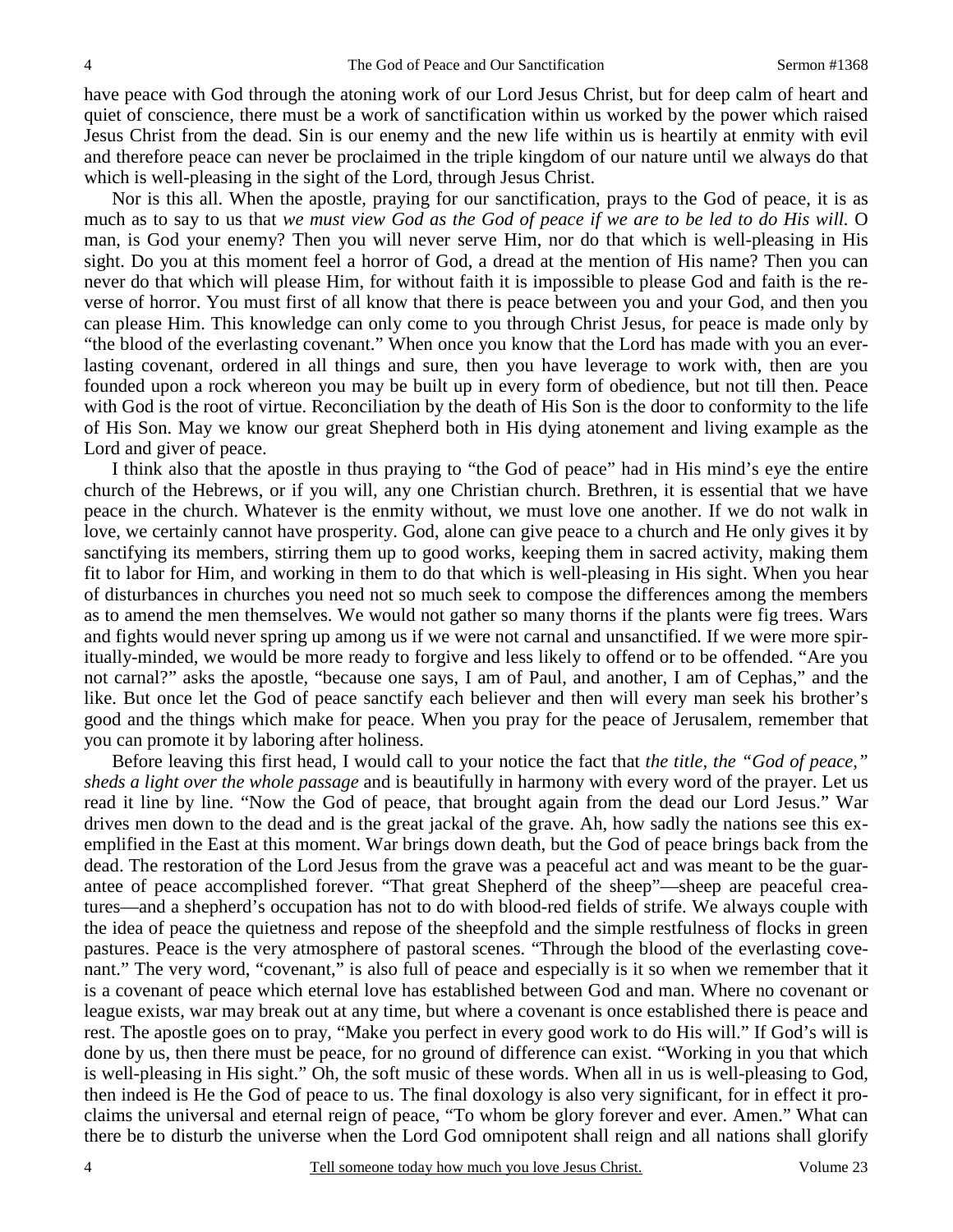have peace with God through the atoning work of our Lord Jesus Christ, but for deep calm of heart and quiet of conscience, there must be a work of sanctification within us worked by the power which raised Jesus Christ from the dead. Sin is our enemy and the new life within us is heartily at enmity with evil and therefore peace can never be proclaimed in the triple kingdom of our nature until we always do that which is well-pleasing in the sight of the Lord, through Jesus Christ.

Nor is this all. When the apostle, praying for our sanctification, prays to the God of peace, it is as much as to say to us that *we must view God as the God of peace if we are to be led to do His will.* O man, is God your enemy? Then you will never serve Him, nor do that which is well-pleasing in His sight. Do you at this moment feel a horror of God, a dread at the mention of His name? Then you can never do that which will please Him, for without faith it is impossible to please God and faith is the reverse of horror. You must first of all know that there is peace between you and your God, and then you can please Him. This knowledge can only come to you through Christ Jesus, for peace is made only by "the blood of the everlasting covenant." When once you know that the Lord has made with you an everlasting covenant, ordered in all things and sure, then you have leverage to work with, then are you founded upon a rock whereon you may be built up in every form of obedience, but not till then. Peace with God is the root of virtue. Reconciliation by the death of His Son is the door to conformity to the life of His Son. May we know our great Shepherd both in His dying atonement and living example as the Lord and giver of peace.

I think also that the apostle in thus praying to "the God of peace" had in His mind's eye the entire church of the Hebrews, or if you will, any one Christian church. Brethren, it is essential that we have peace in the church. Whatever is the enmity without, we must love one another. If we do not walk in love, we certainly cannot have prosperity. God, alone can give peace to a church and He only gives it by sanctifying its members, stirring them up to good works, keeping them in sacred activity, making them fit to labor for Him, and working in them to do that which is well-pleasing in His sight. When you hear of disturbances in churches you need not so much seek to compose the differences among the members as to amend the men themselves. We would not gather so many thorns if the plants were fig trees. Wars and fights would never spring up among us if we were not carnal and unsanctified. If we were more spiritually-minded, we would be more ready to forgive and less likely to offend or to be offended. "Are you not carnal?" asks the apostle, "because one says, I am of Paul, and another, I am of Cephas," and the like. But once let the God of peace sanctify each believer and then will every man seek his brother's good and the things which make for peace. When you pray for the peace of Jerusalem, remember that you can promote it by laboring after holiness.

Before leaving this first head, I would call to your notice the fact that *the title, the "God of peace," sheds a light over the whole passage* and is beautifully in harmony with every word of the prayer. Let us read it line by line. "Now the God of peace, that brought again from the dead our Lord Jesus." War drives men down to the dead and is the great jackal of the grave. Ah, how sadly the nations see this exemplified in the East at this moment. War brings down death, but the God of peace brings back from the dead. The restoration of the Lord Jesus from the grave was a peaceful act and was meant to be the guarantee of peace accomplished forever. "That great Shepherd of the sheep"—sheep are peaceful creatures—and a shepherd's occupation has not to do with blood-red fields of strife. We always couple with the idea of peace the quietness and repose of the sheepfold and the simple restfulness of flocks in green pastures. Peace is the very atmosphere of pastoral scenes. "Through the blood of the everlasting covenant." The very word, "covenant," is also full of peace and especially is it so when we remember that it is a covenant of peace which eternal love has established between God and man. Where no covenant or league exists, war may break out at any time, but where a covenant is once established there is peace and rest. The apostle goes on to pray, "Make you perfect in every good work to do His will." If God's will is done by us, then there must be peace, for no ground of difference can exist. "Working in you that which is well-pleasing in His sight." Oh, the soft music of these words. When all in us is well-pleasing to God, then indeed is He the God of peace to us. The final doxology is also very significant, for in effect it proclaims the universal and eternal reign of peace, "To whom be glory forever and ever. Amen." What can there be to disturb the universe when the Lord God omnipotent shall reign and all nations shall glorify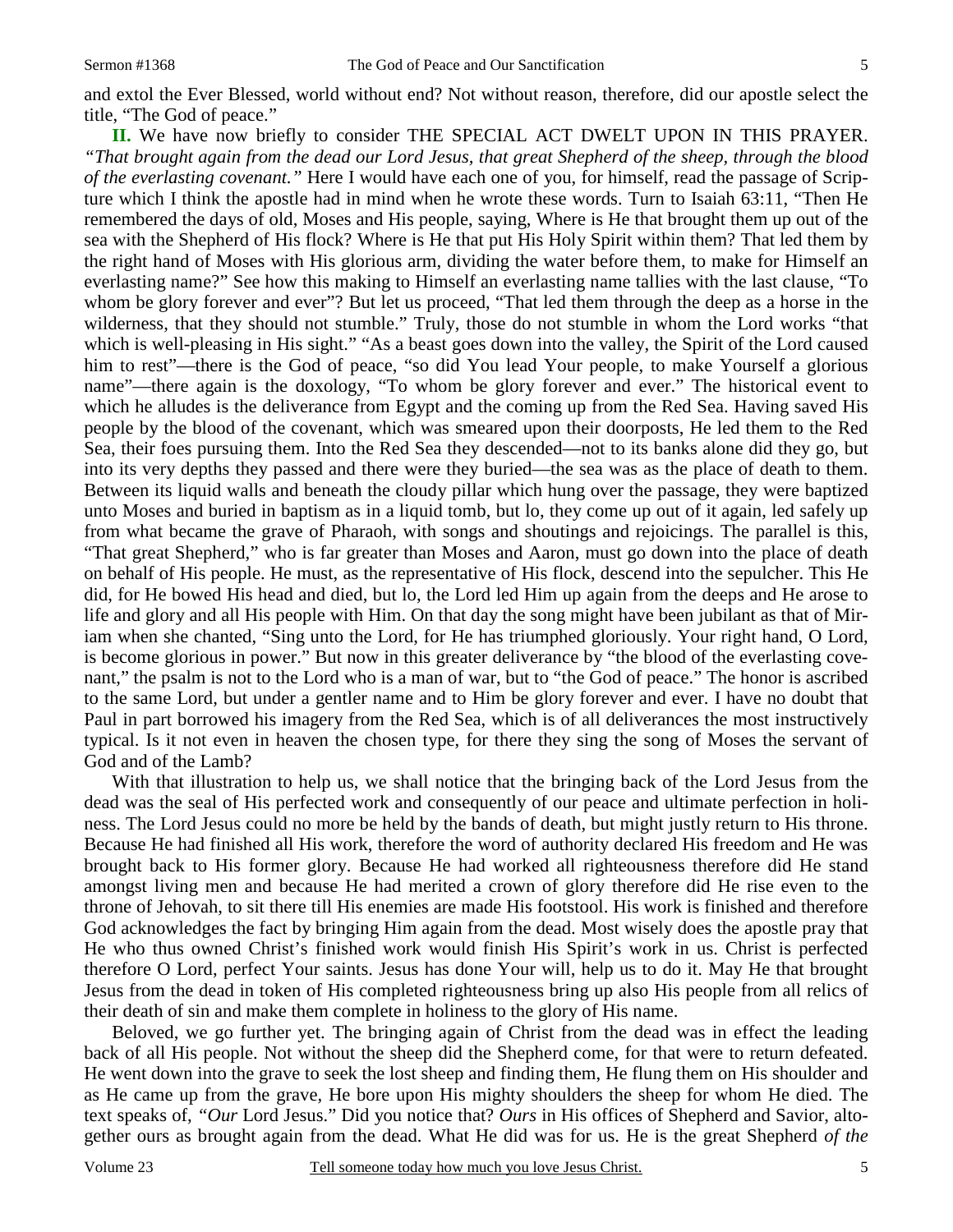and extol the Ever Blessed, world without end? Not without reason, therefore, did our apostle select the title, "The God of peace."

**II.** We have now briefly to consider THE SPECIAL ACT DWELT UPON IN THIS PRAYER. *"That brought again from the dead our Lord Jesus, that great Shepherd of the sheep, through the blood of the everlasting covenant."* Here I would have each one of you, for himself, read the passage of Scripture which I think the apostle had in mind when he wrote these words. Turn to Isaiah 63:11, "Then He remembered the days of old, Moses and His people, saying, Where is He that brought them up out of the sea with the Shepherd of His flock? Where is He that put His Holy Spirit within them? That led them by the right hand of Moses with His glorious arm, dividing the water before them, to make for Himself an everlasting name?" See how this making to Himself an everlasting name tallies with the last clause, "To whom be glory forever and ever"? But let us proceed, "That led them through the deep as a horse in the wilderness, that they should not stumble." Truly, those do not stumble in whom the Lord works "that which is well-pleasing in His sight." "As a beast goes down into the valley, the Spirit of the Lord caused him to rest"—there is the God of peace, "so did You lead Your people, to make Yourself a glorious name"—there again is the doxology, "To whom be glory forever and ever." The historical event to which he alludes is the deliverance from Egypt and the coming up from the Red Sea. Having saved His people by the blood of the covenant, which was smeared upon their doorposts, He led them to the Red Sea, their foes pursuing them. Into the Red Sea they descended—not to its banks alone did they go, but into its very depths they passed and there were they buried—the sea was as the place of death to them. Between its liquid walls and beneath the cloudy pillar which hung over the passage, they were baptized unto Moses and buried in baptism as in a liquid tomb, but lo, they come up out of it again, led safely up from what became the grave of Pharaoh, with songs and shoutings and rejoicings. The parallel is this, "That great Shepherd," who is far greater than Moses and Aaron, must go down into the place of death on behalf of His people. He must, as the representative of His flock, descend into the sepulcher. This He did, for He bowed His head and died, but lo, the Lord led Him up again from the deeps and He arose to life and glory and all His people with Him. On that day the song might have been jubilant as that of Miriam when she chanted, "Sing unto the Lord, for He has triumphed gloriously. Your right hand, O Lord, is become glorious in power." But now in this greater deliverance by "the blood of the everlasting covenant," the psalm is not to the Lord who is a man of war, but to "the God of peace." The honor is ascribed to the same Lord, but under a gentler name and to Him be glory forever and ever. I have no doubt that Paul in part borrowed his imagery from the Red Sea, which is of all deliverances the most instructively typical. Is it not even in heaven the chosen type, for there they sing the song of Moses the servant of God and of the Lamb?

With that illustration to help us, we shall notice that the bringing back of the Lord Jesus from the dead was the seal of His perfected work and consequently of our peace and ultimate perfection in holiness. The Lord Jesus could no more be held by the bands of death, but might justly return to His throne. Because He had finished all His work, therefore the word of authority declared His freedom and He was brought back to His former glory. Because He had worked all righteousness therefore did He stand amongst living men and because He had merited a crown of glory therefore did He rise even to the throne of Jehovah, to sit there till His enemies are made His footstool. His work is finished and therefore God acknowledges the fact by bringing Him again from the dead. Most wisely does the apostle pray that He who thus owned Christ's finished work would finish His Spirit's work in us. Christ is perfected therefore O Lord, perfect Your saints. Jesus has done Your will, help us to do it. May He that brought Jesus from the dead in token of His completed righteousness bring up also His people from all relics of their death of sin and make them complete in holiness to the glory of His name.

Beloved, we go further yet. The bringing again of Christ from the dead was in effect the leading back of all His people. Not without the sheep did the Shepherd come, for that were to return defeated. He went down into the grave to seek the lost sheep and finding them, He flung them on His shoulder and as He came up from the grave, He bore upon His mighty shoulders the sheep for whom He died. The text speaks of, *"Our* Lord Jesus." Did you notice that? *Ours* in His offices of Shepherd and Savior, altogether ours as brought again from the dead. What He did was for us. He is the great Shepherd *of the*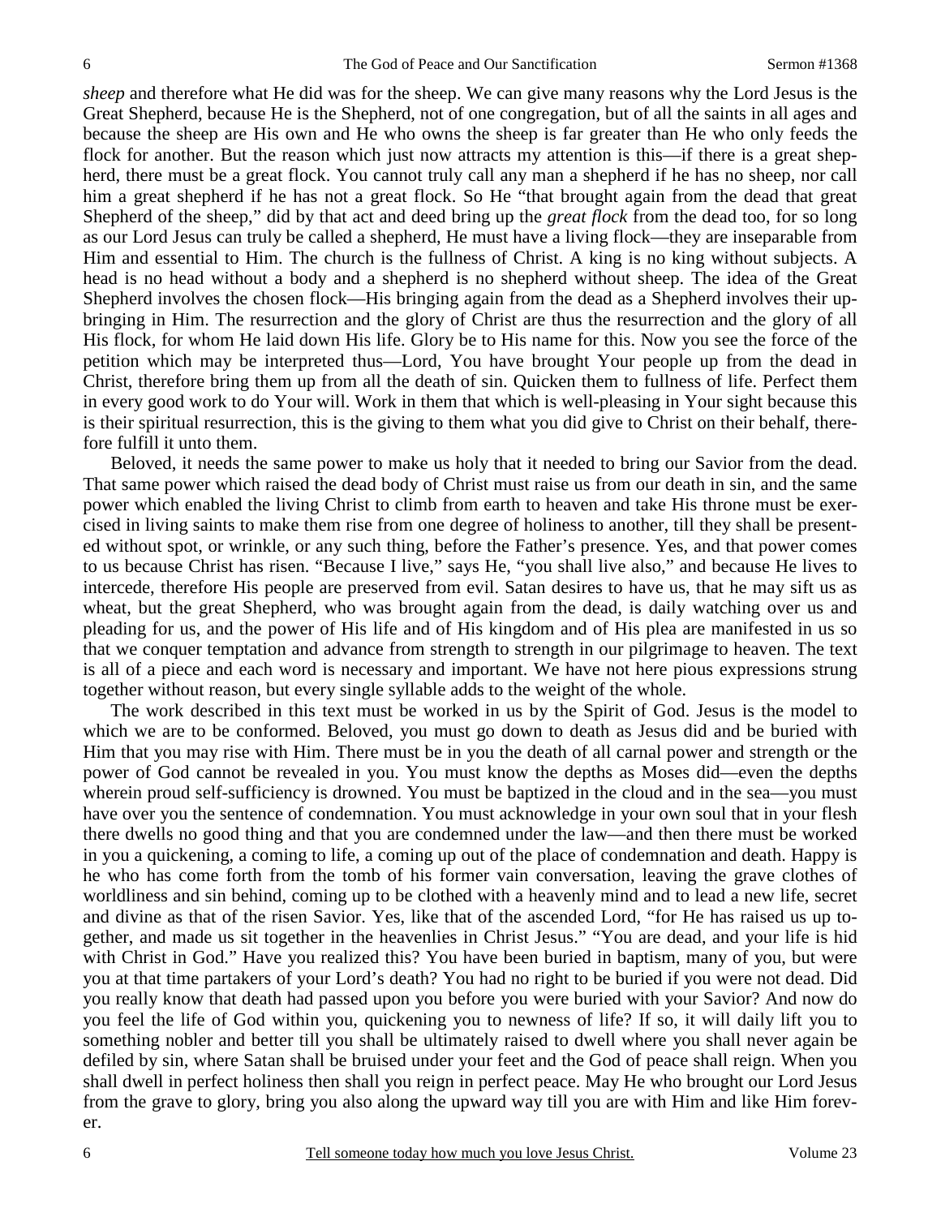*sheep* and therefore what He did was for the sheep. We can give many reasons why the Lord Jesus is the Great Shepherd, because He is the Shepherd, not of one congregation, but of all the saints in all ages and because the sheep are His own and He who owns the sheep is far greater than He who only feeds the flock for another. But the reason which just now attracts my attention is this—if there is a great shepherd, there must be a great flock. You cannot truly call any man a shepherd if he has no sheep, nor call him a great shepherd if he has not a great flock. So He "that brought again from the dead that great Shepherd of the sheep," did by that act and deed bring up the *great flock* from the dead too, for so long as our Lord Jesus can truly be called a shepherd, He must have a living flock—they are inseparable from Him and essential to Him. The church is the fullness of Christ. A king is no king without subjects. A head is no head without a body and a shepherd is no shepherd without sheep. The idea of the Great Shepherd involves the chosen flock—His bringing again from the dead as a Shepherd involves their upbringing in Him. The resurrection and the glory of Christ are thus the resurrection and the glory of all His flock, for whom He laid down His life. Glory be to His name for this. Now you see the force of the petition which may be interpreted thus—Lord, You have brought Your people up from the dead in Christ, therefore bring them up from all the death of sin. Quicken them to fullness of life. Perfect them in every good work to do Your will. Work in them that which is well-pleasing in Your sight because this is their spiritual resurrection, this is the giving to them what you did give to Christ on their behalf, therefore fulfill it unto them.

Beloved, it needs the same power to make us holy that it needed to bring our Savior from the dead. That same power which raised the dead body of Christ must raise us from our death in sin, and the same power which enabled the living Christ to climb from earth to heaven and take His throne must be exercised in living saints to make them rise from one degree of holiness to another, till they shall be presented without spot, or wrinkle, or any such thing, before the Father's presence. Yes, and that power comes to us because Christ has risen. "Because I live," says He, "you shall live also," and because He lives to intercede, therefore His people are preserved from evil. Satan desires to have us, that he may sift us as wheat, but the great Shepherd, who was brought again from the dead, is daily watching over us and pleading for us, and the power of His life and of His kingdom and of His plea are manifested in us so that we conquer temptation and advance from strength to strength in our pilgrimage to heaven. The text is all of a piece and each word is necessary and important. We have not here pious expressions strung together without reason, but every single syllable adds to the weight of the whole.

The work described in this text must be worked in us by the Spirit of God. Jesus is the model to which we are to be conformed. Beloved, you must go down to death as Jesus did and be buried with Him that you may rise with Him. There must be in you the death of all carnal power and strength or the power of God cannot be revealed in you. You must know the depths as Moses did—even the depths wherein proud self-sufficiency is drowned. You must be baptized in the cloud and in the sea—you must have over you the sentence of condemnation. You must acknowledge in your own soul that in your flesh there dwells no good thing and that you are condemned under the law—and then there must be worked in you a quickening, a coming to life, a coming up out of the place of condemnation and death. Happy is he who has come forth from the tomb of his former vain conversation, leaving the grave clothes of worldliness and sin behind, coming up to be clothed with a heavenly mind and to lead a new life, secret and divine as that of the risen Savior. Yes, like that of the ascended Lord, "for He has raised us up together, and made us sit together in the heavenlies in Christ Jesus." "You are dead, and your life is hid with Christ in God." Have you realized this? You have been buried in baptism, many of you, but were you at that time partakers of your Lord's death? You had no right to be buried if you were not dead. Did you really know that death had passed upon you before you were buried with your Savior? And now do you feel the life of God within you, quickening you to newness of life? If so, it will daily lift you to something nobler and better till you shall be ultimately raised to dwell where you shall never again be defiled by sin, where Satan shall be bruised under your feet and the God of peace shall reign. When you shall dwell in perfect holiness then shall you reign in perfect peace. May He who brought our Lord Jesus from the grave to glory, bring you also along the upward way till you are with Him and like Him forever.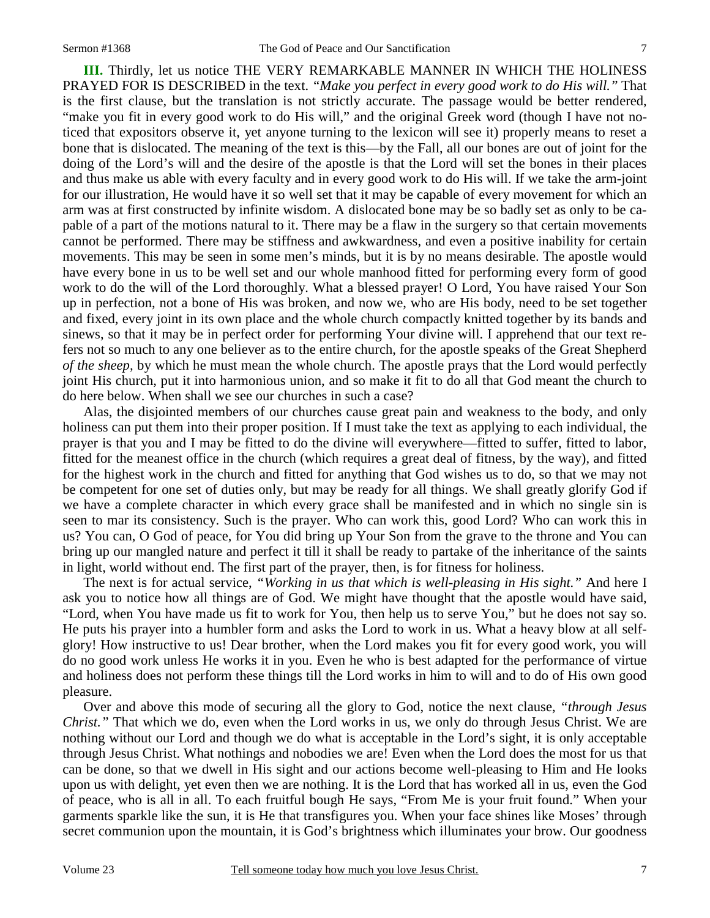**III.** Thirdly, let us notice THE VERY REMARKABLE MANNER IN WHICH THE HOLINESS PRAYED FOR IS DESCRIBED in the text. *"Make you perfect in every good work to do His will."* That is the first clause, but the translation is not strictly accurate. The passage would be better rendered, "make you fit in every good work to do His will," and the original Greek word (though I have not noticed that expositors observe it, yet anyone turning to the lexicon will see it) properly means to reset a bone that is dislocated. The meaning of the text is this—by the Fall, all our bones are out of joint for the doing of the Lord's will and the desire of the apostle is that the Lord will set the bones in their places and thus make us able with every faculty and in every good work to do His will. If we take the arm-joint for our illustration, He would have it so well set that it may be capable of every movement for which an arm was at first constructed by infinite wisdom. A dislocated bone may be so badly set as only to be capable of a part of the motions natural to it. There may be a flaw in the surgery so that certain movements cannot be performed. There may be stiffness and awkwardness, and even a positive inability for certain movements. This may be seen in some men's minds, but it is by no means desirable. The apostle would have every bone in us to be well set and our whole manhood fitted for performing every form of good work to do the will of the Lord thoroughly. What a blessed prayer! O Lord, You have raised Your Son up in perfection, not a bone of His was broken, and now we, who are His body, need to be set together and fixed, every joint in its own place and the whole church compactly knitted together by its bands and sinews, so that it may be in perfect order for performing Your divine will. I apprehend that our text refers not so much to any one believer as to the entire church, for the apostle speaks of the Great Shepherd *of the sheep,* by which he must mean the whole church. The apostle prays that the Lord would perfectly joint His church, put it into harmonious union, and so make it fit to do all that God meant the church to do here below. When shall we see our churches in such a case?

Alas, the disjointed members of our churches cause great pain and weakness to the body, and only holiness can put them into their proper position. If I must take the text as applying to each individual, the prayer is that you and I may be fitted to do the divine will everywhere—fitted to suffer, fitted to labor, fitted for the meanest office in the church (which requires a great deal of fitness, by the way), and fitted for the highest work in the church and fitted for anything that God wishes us to do, so that we may not be competent for one set of duties only, but may be ready for all things. We shall greatly glorify God if we have a complete character in which every grace shall be manifested and in which no single sin is seen to mar its consistency. Such is the prayer. Who can work this, good Lord? Who can work this in us? You can, O God of peace, for You did bring up Your Son from the grave to the throne and You can bring up our mangled nature and perfect it till it shall be ready to partake of the inheritance of the saints in light, world without end. The first part of the prayer, then, is for fitness for holiness.

The next is for actual service, *"Working in us that which is well-pleasing in His sight."* And here I ask you to notice how all things are of God. We might have thought that the apostle would have said, "Lord, when You have made us fit to work for You, then help us to serve You," but he does not say so. He puts his prayer into a humbler form and asks the Lord to work in us. What a heavy blow at all self-glory! How instructive to us! Dear brother, when the Lord makes you fit for every good work, you will do no good work unless He works it in you. Even he who is best adapted for the performance of virtue and holiness does not perform these things till the Lord works in him to will and to do of His own good pleasure.

Over and above this mode of securing all the glory to God, notice the next clause, *"through Jesus Christ."* That which we do, even when the Lord works in us, we only do through Jesus Christ. We are nothing without our Lord and though we do what is acceptable in the Lord's sight, it is only acceptable through Jesus Christ. What nothings and nobodies we are! Even when the Lord does the most for us that can be done, so that we dwell in His sight and our actions become well-pleasing to Him and He looks upon us with delight, yet even then we are nothing. It is the Lord that has worked all in us, even the God of peace, who is all in all. To each fruitful bough He says, "From Me is your fruit found." When your garments sparkle like the sun, it is He that transfigures you. When your face shines like Moses' through secret communion upon the mountain, it is God's brightness which illuminates your brow. Our goodness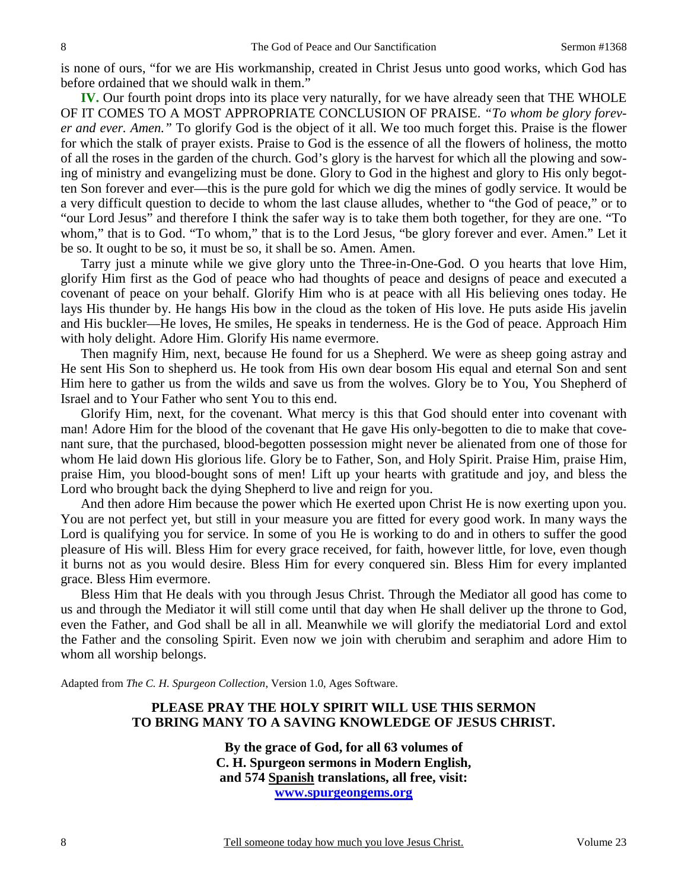is none of ours, "for we are His workmanship, created in Christ Jesus unto good works, which God has before ordained that we should walk in them."

**IV.** Our fourth point drops into its place very naturally, for we have already seen that THE WHOLE OF IT COMES TO A MOST APPROPRIATE CONCLUSION OF PRAISE. *"To whom be glory forever and ever. Amen."* To glorify God is the object of it all. We too much forget this. Praise is the flower for which the stalk of prayer exists. Praise to God is the essence of all the flowers of holiness, the motto of all the roses in the garden of the church. God's glory is the harvest for which all the plowing and sowing of ministry and evangelizing must be done. Glory to God in the highest and glory to His only begotten Son forever and ever—this is the pure gold for which we dig the mines of godly service. It would be a very difficult question to decide to whom the last clause alludes, whether to "the God of peace," or to "our Lord Jesus" and therefore I think the safer way is to take them both together, for they are one. "To whom," that is to God. "To whom," that is to the Lord Jesus, "be glory forever and ever. Amen." Let it be so. It ought to be so, it must be so, it shall be so. Amen. Amen.

Tarry just a minute while we give glory unto the Three-in-One-God. O you hearts that love Him, glorify Him first as the God of peace who had thoughts of peace and designs of peace and executed a covenant of peace on your behalf. Glorify Him who is at peace with all His believing ones today. He lays His thunder by. He hangs His bow in the cloud as the token of His love. He puts aside His javelin and His buckler—He loves, He smiles, He speaks in tenderness. He is the God of peace. Approach Him with holy delight. Adore Him. Glorify His name evermore.

Then magnify Him, next, because He found for us a Shepherd. We were as sheep going astray and He sent His Son to shepherd us. He took from His own dear bosom His equal and eternal Son and sent Him here to gather us from the wilds and save us from the wolves. Glory be to You, You Shepherd of Israel and to Your Father who sent You to this end.

Glorify Him, next, for the covenant. What mercy is this that God should enter into covenant with man! Adore Him for the blood of the covenant that He gave His only-begotten to die to make that covenant sure, that the purchased, blood-begotten possession might never be alienated from one of those for whom He laid down His glorious life. Glory be to Father, Son, and Holy Spirit. Praise Him, praise Him, praise Him, you blood-bought sons of men! Lift up your hearts with gratitude and joy, and bless the Lord who brought back the dying Shepherd to live and reign for you.

And then adore Him because the power which He exerted upon Christ He is now exerting upon you. You are not perfect yet, but still in your measure you are fitted for every good work. In many ways the Lord is qualifying you for service. In some of you He is working to do and in others to suffer the good pleasure of His will. Bless Him for every grace received, for faith, however little, for love, even though it burns not as you would desire. Bless Him for every conquered sin. Bless Him for every implanted grace. Bless Him evermore.

Bless Him that He deals with you through Jesus Christ. Through the Mediator all good has come to us and through the Mediator it will still come until that day when He shall deliver up the throne to God, even the Father, and God shall be all in all. Meanwhile we will glorify the mediatorial Lord and extol the Father and the consoling Spirit. Even now we join with cherubim and seraphim and adore Him to whom all worship belongs.

Adapted from *The C. H. Spurgeon Collection*, Version 1.0, Ages Software.

**PLEASE PRAY THE HOLY SPIRIT WILL USE THIS SERMON TO BRING MANY TO A SAVING KNOWLEDGE OF JESUS CHRIST.**

**By the grace of God, for all 63 volumes of C. H. Spurgeon sermons in Modern English, and 574 Spanish translations, all free, visit: www.spurgeongems.org**